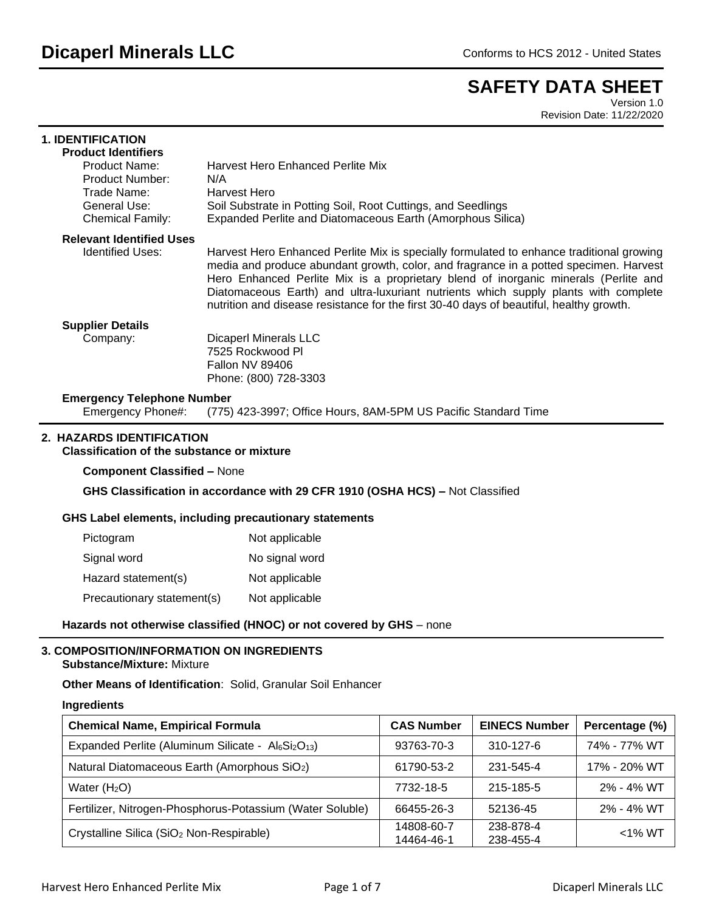# Dicaperl Minerals LLC

Conforms to HCS 2012 - United States

## SAFETY DATA SHEET

Version 1.0
Revision Date: 11/22/2020

## 1. IDENTIFICATION

**Product Identifiers**

| | |
|---|---|
| Product Name: | Harvest Hero Enhanced Perlite Mix |
| Product Number: | N/A |
| Trade Name: | Harvest Hero |
| General Use: | Soil Substrate in Potting Soil, Root Cuttings, and Seedlings |
| Chemical Family: | Expanded Perlite and Diatomaceous Earth (Amorphous Silica) |

**Relevant Identified Uses**

Identified Uses: Harvest Hero Enhanced Perlite Mix is specially formulated to enhance traditional growing media and produce abundant growth, color, and fragrance in a potted specimen. Harvest Hero Enhanced Perlite Mix is a proprietary blend of inorganic minerals (Perlite and Diatomaceous Earth) and ultra-luxuriant nutrients which supply plants with complete nutrition and disease resistance for the first 30-40 days of beautiful, healthy growth.

**Supplier Details**

Company: Dicaperl Minerals LLC
7525 Rockwood Pl
Fallon NV 89406
Phone: (800) 728-3303

**Emergency Telephone Number**

Emergency Phone#: (775) 423-3997; Office Hours, 8AM-5PM US Pacific Standard Time

## 2. HAZARDS IDENTIFICATION

**Classification of the substance or mixture**

**Component Classified –** None

**GHS Classification in accordance with 29 CFR 1910 (OSHA HCS) –** Not Classified

**GHS Label elements, including precautionary statements**

| | |
|---|---|
| Pictogram | Not applicable |
| Signal word | No signal word |
| Hazard statement(s) | Not applicable |
| Precautionary statement(s) | Not applicable |

**Hazards not otherwise classified (HNOC) or not covered by GHS** – none

## 3. COMPOSITION/INFORMATION ON INGREDIENTS

**Substance/Mixture:** Mixture

**Other Means of Identification**: Solid, Granular Soil Enhancer

**Ingredients**

| Chemical Name, Empirical Formula | CAS Number | EINECS Number | Percentage (%) |
|---|---|---|---|
| Expanded Perlite (Aluminum Silicate - $Al_6Si_2O_{13}$) | 93763-70-3 | 310-127-6 | 74% - 77% WT |
| Natural Diatomaceous Earth (Amorphous $SiO_2$) | 61790-53-2 | 231-545-4 | 17% - 20% WT |
| Water ($H_2O$) | 7732-18-5 | 215-185-5 | 2% - 4% WT |
| Fertilizer, Nitrogen-Phosphorus-Potassium (Water Soluble) | 66455-26-3 | 52136-45 | 2% - 4% WT |
| Crystalline Silica ($SiO_2$ Non-Respirable) | 14808-60-7<br>14464-46-1 | 238-878-4<br>238-455-4 | <1% WT |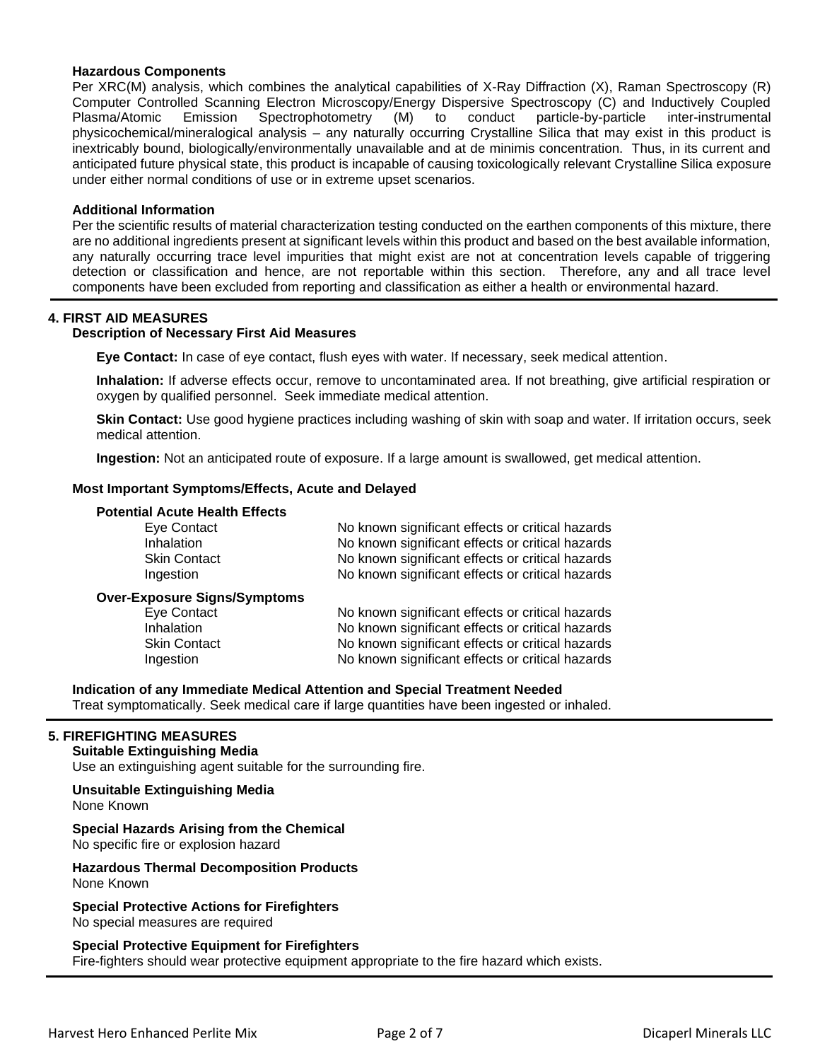### Hazardous Components

Per XRC(M) analysis, which combines the analytical capabilities of X-Ray Diffraction (X), Raman Spectroscopy (R) Computer Controlled Scanning Electron Microscopy/Energy Dispersive Spectroscopy (C) and Inductively Coupled Plasma/Atomic Emission Spectrophotometry (M) to conduct particle-by-particle inter-instrumental physicochemical/mineralogical analysis – any naturally occurring Crystalline Silica that may exist in this product is inextricably bound, biologically/environmentally unavailable and at de minimis concentration. Thus, in its current and anticipated future physical state, this product is incapable of causing toxicologically relevant Crystalline Silica exposure under either normal conditions of use or in extreme upset scenarios.

### Additional Information

Per the scientific results of material characterization testing conducted on the earthen components of this mixture, there are no additional ingredients present at significant levels within this product and based on the best available information, any naturally occurring trace level impurities that might exist are not at concentration levels capable of triggering detection or classification and hence, are not reportable within this section. Therefore, any and all trace level components have been excluded from reporting and classification as either a health or environmental hazard.

## 4. FIRST AID MEASURES

### Description of Necessary First Aid Measures

**Eye Contact:** In case of eye contact, flush eyes with water. If necessary, seek medical attention.

**Inhalation:** If adverse effects occur, remove to uncontaminated area. If not breathing, give artificial respiration or oxygen by qualified personnel. Seek immediate medical attention.

**Skin Contact:** Use good hygiene practices including washing of skin with soap and water. If irritation occurs, seek medical attention.

**Ingestion:** Not an anticipated route of exposure. If a large amount is swallowed, get medical attention.

### Most Important Symptoms/Effects, Acute and Delayed

**Potential Acute Health Effects**

| | |
|---|---|
| Eye Contact | No known significant effects or critical hazards |
| Inhalation | No known significant effects or critical hazards |
| Skin Contact | No known significant effects or critical hazards |
| Ingestion | No known significant effects or critical hazards |

**Over-Exposure Signs/Symptoms**

| | |
|---|---|
| Eye Contact | No known significant effects or critical hazards |
| Inhalation | No known significant effects or critical hazards |
| Skin Contact | No known significant effects or critical hazards |
| Ingestion | No known significant effects or critical hazards |

### Indication of any Immediate Medical Attention and Special Treatment Needed

Treat symptomatically. Seek medical care if large quantities have been ingested or inhaled.

## 5. FIREFIGHTING MEASURES

### Suitable Extinguishing Media

Use an extinguishing agent suitable for the surrounding fire.

### Unsuitable Extinguishing Media

None Known

### Special Hazards Arising from the Chemical

No specific fire or explosion hazard

### Hazardous Thermal Decomposition Products

None Known

### Special Protective Actions for Firefighters

No special measures are required

### Special Protective Equipment for Firefighters

Fire-fighters should wear protective equipment appropriate to the fire hazard which exists.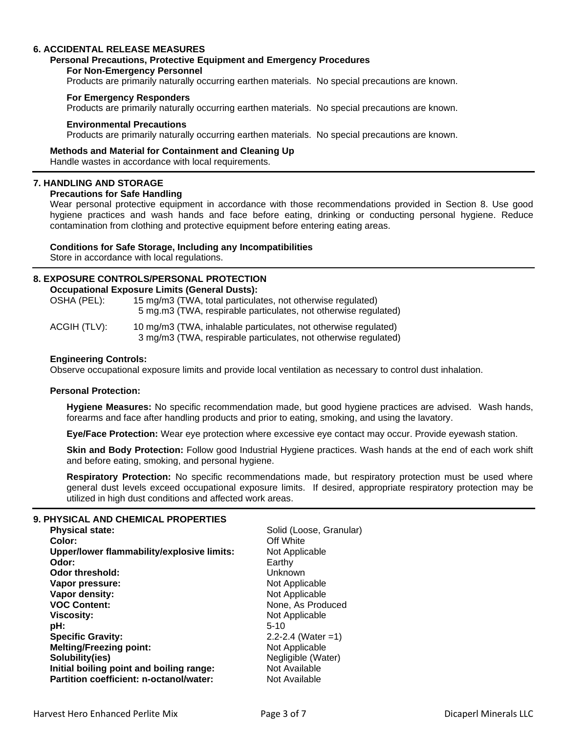## 6. ACCIDENTAL RELEASE MEASURES

### Personal Precautions, Protective Equipment and Emergency Procedures

**For Non-Emergency Personnel**

Products are primarily naturally occurring earthen materials. No special precautions are known.

**For Emergency Responders**

Products are primarily naturally occurring earthen materials. No special precautions are known.

**Environmental Precautions**

Products are primarily naturally occurring earthen materials. No special precautions are known.

### Methods and Material for Containment and Cleaning Up

Handle wastes in accordance with local requirements.

## 7. HANDLING AND STORAGE

### Precautions for Safe Handling

Wear personal protective equipment in accordance with those recommendations provided in Section 8. Use good hygiene practices and wash hands and face before eating, drinking or conducting personal hygiene. Reduce contamination from clothing and protective equipment before entering eating areas.

### Conditions for Safe Storage, Including any Incompatibilities

Store in accordance with local regulations.

## 8. EXPOSURE CONTROLS/PERSONAL PROTECTION

### Occupational Exposure Limits (General Dusts):

| | |
|---|---|
| OSHA (PEL): | 15 mg/m3 (TWA, total particulates, not otherwise regulated)<br>5 mg.m3 (TWA, respirable particulates, not otherwise regulated) |
| ACGIH (TLV): | 10 mg/m3 (TWA, inhalable particulates, not otherwise regulated)<br>3 mg/m3 (TWA, respirable particulates, not otherwise regulated) |

### Engineering Controls:

Observe occupational exposure limits and provide local ventilation as necessary to control dust inhalation.

### Personal Protection:

**Hygiene Measures:** No specific recommendation made, but good hygiene practices are advised. Wash hands, forearms and face after handling products and prior to eating, smoking, and using the lavatory.

**Eye/Face Protection:** Wear eye protection where excessive eye contact may occur. Provide eyewash station.

**Skin and Body Protection:** Follow good Industrial Hygiene practices. Wash hands at the end of each work shift and before eating, smoking, and personal hygiene.

**Respiratory Protection:** No specific recommendations made, but respiratory protection must be used where general dust levels exceed occupational exposure limits. If desired, appropriate respiratory protection may be utilized in high dust conditions and affected work areas.

## 9. PHYSICAL AND CHEMICAL PROPERTIES

| | |
|---|---|
| **Physical state:** | Solid (Loose, Granular) |
| **Color:** | Off White |
| **Upper/lower flammability/explosive limits:** | Not Applicable |
| **Odor:** | Earthy |
| **Odor threshold:** | Unknown |
| **Vapor pressure:** | Not Applicable |
| **Vapor density:** | Not Applicable |
| **VOC Content:** | None, As Produced |
| **Viscosity:** | Not Applicable |
| **pH:** | 5-10 |
| **Specific Gravity:** | 2.2-2.4 (Water =1) |
| **Melting/Freezing point:** | Not Applicable |
| **Solubility(ies)** | Negligible (Water) |
| **Initial boiling point and boiling range:** | Not Available |
| **Partition coefficient: n-octanol/water:** | Not Available |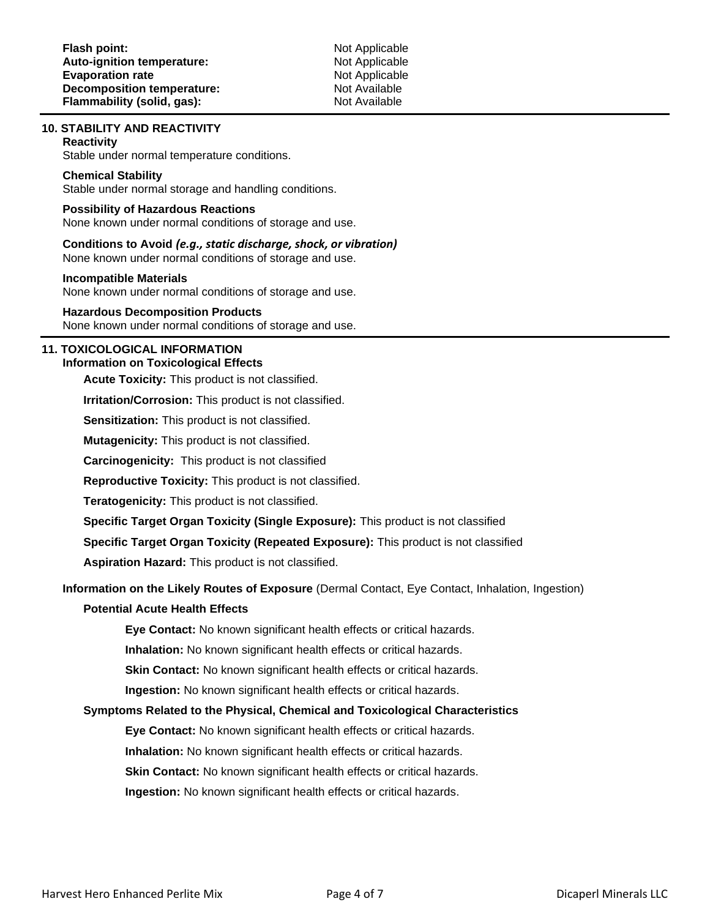| | |
|---|---|
| **Flash point:** | Not Applicable |
| **Auto-ignition temperature:** | Not Applicable |
| **Evaporation rate** | Not Applicable |
| **Decomposition temperature:** | Not Available |
| **Flammability (solid, gas):** | Not Available |

## 10. STABILITY AND REACTIVITY

**Reactivity**
Stable under normal temperature conditions.

**Chemical Stability**
Stable under normal storage and handling conditions.

**Possibility of Hazardous Reactions**
None known under normal conditions of storage and use.

**Conditions to Avoid** ***(e.g., static discharge, shock, or vibration)***
None known under normal conditions of storage and use.

**Incompatible Materials**
None known under normal conditions of storage and use.

**Hazardous Decomposition Products**
None known under normal conditions of storage and use.

## 11. TOXICOLOGICAL INFORMATION

**Information on Toxicological Effects**

**Acute Toxicity:** This product is not classified.

**Irritation/Corrosion:** This product is not classified.

**Sensitization:** This product is not classified.

**Mutagenicity:** This product is not classified.

**Carcinogenicity:** This product is not classified

**Reproductive Toxicity:** This product is not classified.

**Teratogenicity:** This product is not classified.

**Specific Target Organ Toxicity (Single Exposure):** This product is not classified

**Specific Target Organ Toxicity (Repeated Exposure):** This product is not classified

**Aspiration Hazard:** This product is not classified.

**Information on the Likely Routes of Exposure** (Dermal Contact, Eye Contact, Inhalation, Ingestion)

**Potential Acute Health Effects**

**Eye Contact:** No known significant health effects or critical hazards.

**Inhalation:** No known significant health effects or critical hazards.

**Skin Contact:** No known significant health effects or critical hazards.

**Ingestion:** No known significant health effects or critical hazards.

**Symptoms Related to the Physical, Chemical and Toxicological Characteristics**

**Eye Contact:** No known significant health effects or critical hazards.

**Inhalation:** No known significant health effects or critical hazards.

**Skin Contact:** No known significant health effects or critical hazards.

**Ingestion:** No known significant health effects or critical hazards.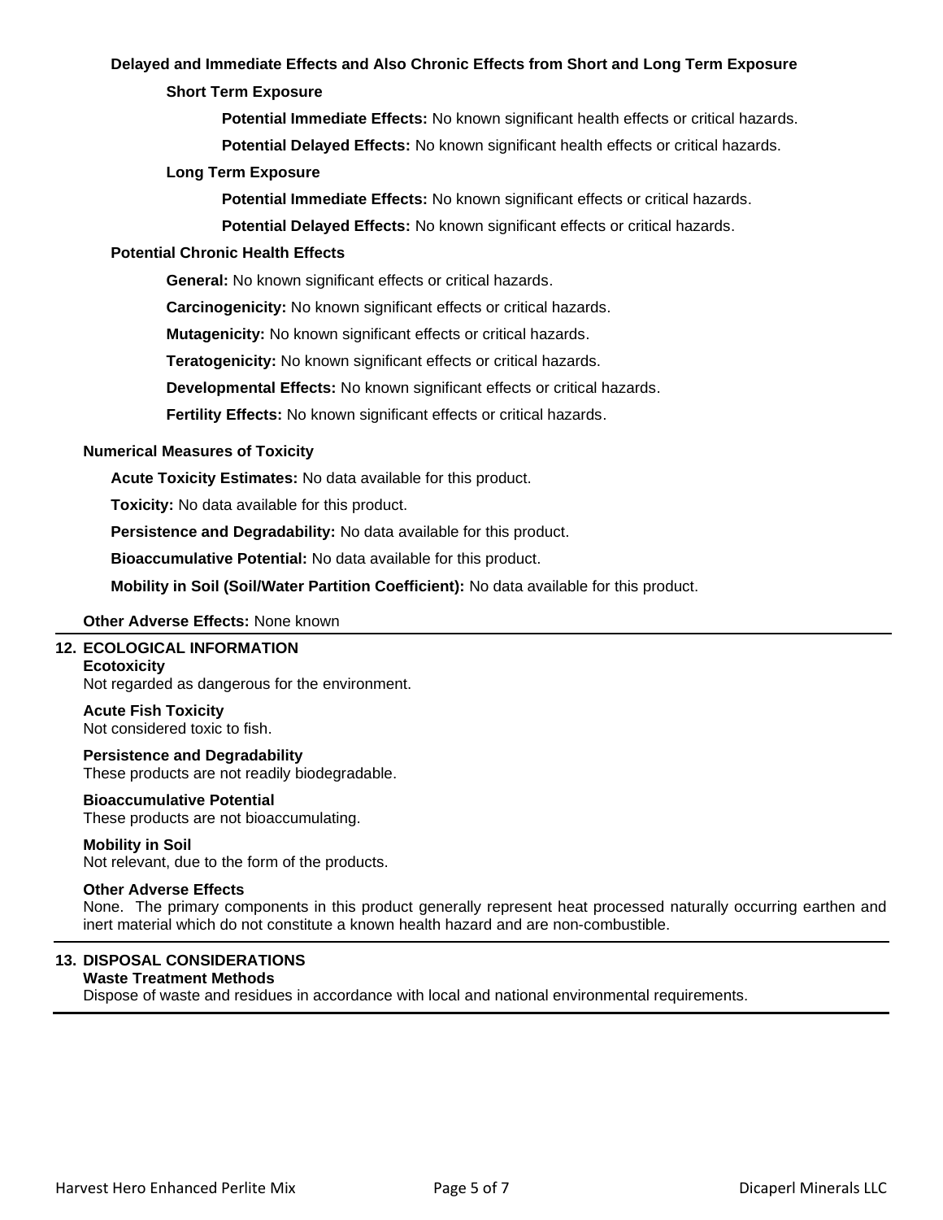**Delayed and Immediate Effects and Also Chronic Effects from Short and Long Term Exposure**

**Short Term Exposure**

**Potential Immediate Effects:** No known significant health effects or critical hazards.

**Potential Delayed Effects:** No known significant health effects or critical hazards.

**Long Term Exposure**

**Potential Immediate Effects:** No known significant effects or critical hazards.

**Potential Delayed Effects:** No known significant effects or critical hazards.

**Potential Chronic Health Effects**

**General:** No known significant effects or critical hazards.

**Carcinogenicity:** No known significant effects or critical hazards.

**Mutagenicity:** No known significant effects or critical hazards.

**Teratogenicity:** No known significant effects or critical hazards.

**Developmental Effects:** No known significant effects or critical hazards.

**Fertility Effects:** No known significant effects or critical hazards.

**Numerical Measures of Toxicity**

**Acute Toxicity Estimates:** No data available for this product.

**Toxicity:** No data available for this product.

**Persistence and Degradability:** No data available for this product.

**Bioaccumulative Potential:** No data available for this product.

**Mobility in Soil (Soil/Water Partition Coefficient):** No data available for this product.

**Other Adverse Effects:** None known

## 12. ECOLOGICAL INFORMATION

**Ecotoxicity**
Not regarded as dangerous for the environment.

**Acute Fish Toxicity**
Not considered toxic to fish.

**Persistence and Degradability**
These products are not readily biodegradable.

**Bioaccumulative Potential**
These products are not bioaccumulating.

**Mobility in Soil**
Not relevant, due to the form of the products.

**Other Adverse Effects**
None. The primary components in this product generally represent heat processed naturally occurring earthen and inert material which do not constitute a known health hazard and are non-combustible.

## 13. DISPOSAL CONSIDERATIONS

**Waste Treatment Methods**
Dispose of waste and residues in accordance with local and national environmental requirements.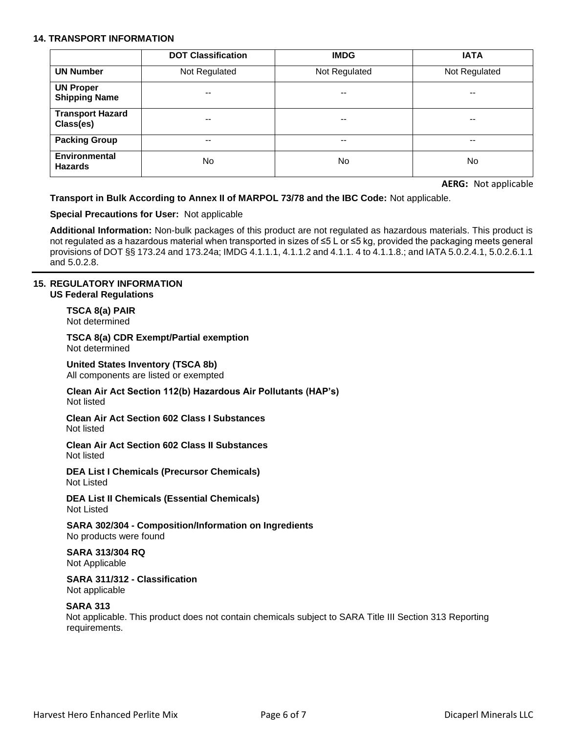## 14. TRANSPORT INFORMATION

| | DOT Classification | IMDG | IATA |
|---|---|---|---|
| **UN Number** | Not Regulated | Not Regulated | Not Regulated |
| **UN Proper Shipping Name** | -- | -- | -- |
| **Transport Hazard Class(es)** | -- | -- | -- |
| **Packing Group** | -- | -- | -- |
| **Environmental Hazards** | No | No | No |

**AERG:** Not applicable

**Transport in Bulk According to Annex II of MARPOL 73/78 and the IBC Code:** Not applicable.

**Special Precautions for User:** Not applicable

**Additional Information:** Non-bulk packages of this product are not regulated as hazardous materials. This product is not regulated as a hazardous material when transported in sizes of ≤5 L or ≤5 kg, provided the packaging meets general provisions of DOT §§ 173.24 and 173.24a; IMDG 4.1.1.1, 4.1.1.2 and 4.1.1. 4 to 4.1.1.8.; and IATA 5.0.2.4.1, 5.0.2.6.1.1 and 5.0.2.8.

## 15. REGULATORY INFORMATION

### US Federal Regulations

**TSCA 8(a) PAIR**
Not determined

**TSCA 8(a) CDR Exempt/Partial exemption**
Not determined

**United States Inventory (TSCA 8b)**
All components are listed or exempted

**Clean Air Act Section 112(b) Hazardous Air Pollutants (HAP's)**
Not listed

**Clean Air Act Section 602 Class I Substances**
Not listed

**Clean Air Act Section 602 Class II Substances**
Not listed

**DEA List I Chemicals (Precursor Chemicals)**
Not Listed

**DEA List II Chemicals (Essential Chemicals)**
Not Listed

**SARA 302/304 - Composition/Information on Ingredients**
No products were found

**SARA 313/304 RQ**
Not Applicable

**SARA 311/312 - Classification**
Not applicable

**SARA 313**
Not applicable. This product does not contain chemicals subject to SARA Title III Section 313 Reporting requirements.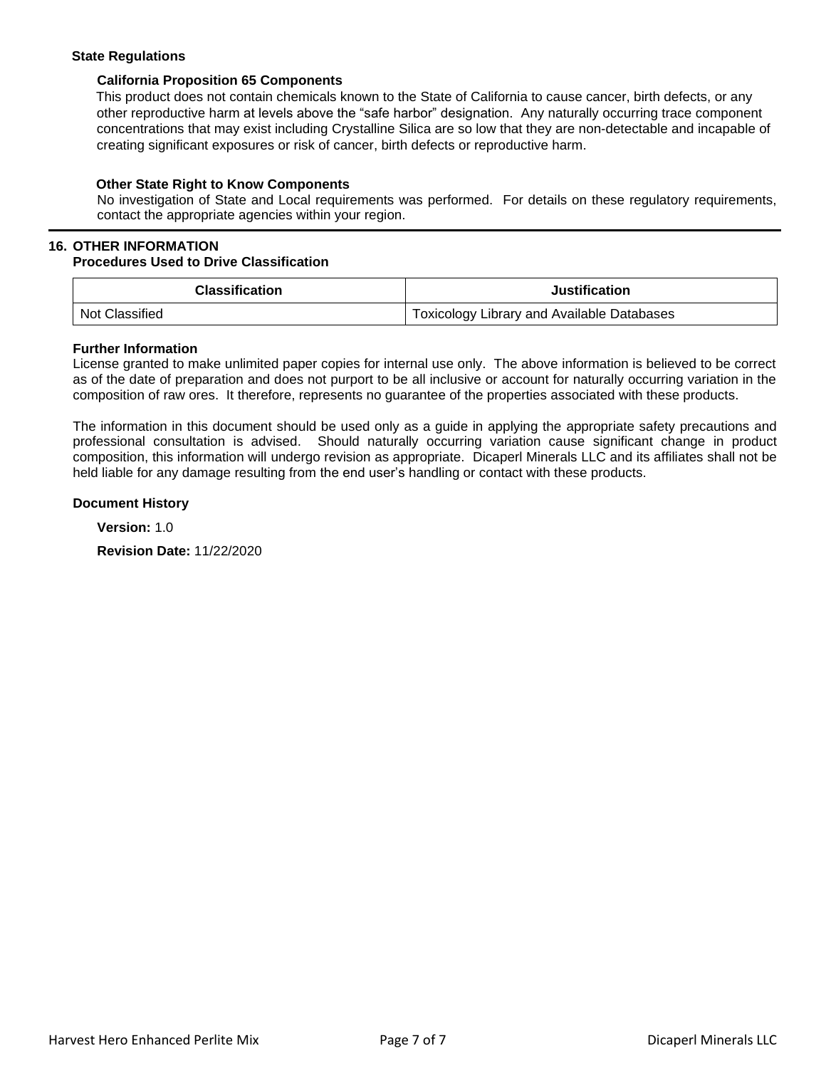### State Regulations

#### California Proposition 65 Components

This product does not contain chemicals known to the State of California to cause cancer, birth defects, or any other reproductive harm at levels above the "safe harbor" designation. Any naturally occurring trace component concentrations that may exist including Crystalline Silica are so low that they are non-detectable and incapable of creating significant exposures or risk of cancer, birth defects or reproductive harm.

#### Other State Right to Know Components

No investigation of State and Local requirements was performed. For details on these regulatory requirements, contact the appropriate agencies within your region.

## 16. OTHER INFORMATION

### Procedures Used to Drive Classification

| Classification | Justification |
| --- | --- |
| Not Classified | Toxicology Library and Available Databases |

### Further Information

License granted to make unlimited paper copies for internal use only. The above information is believed to be correct as of the date of preparation and does not purport to be all inclusive or account for naturally occurring variation in the composition of raw ores. It therefore, represents no guarantee of the properties associated with these products.

The information in this document should be used only as a guide in applying the appropriate safety precautions and professional consultation is advised. Should naturally occurring variation cause significant change in product composition, this information will undergo revision as appropriate. Dicaperl Minerals LLC and its affiliates shall not be held liable for any damage resulting from the end user's handling or contact with these products.

### Document History

**Version:** 1.0

**Revision Date:** 11/22/2020